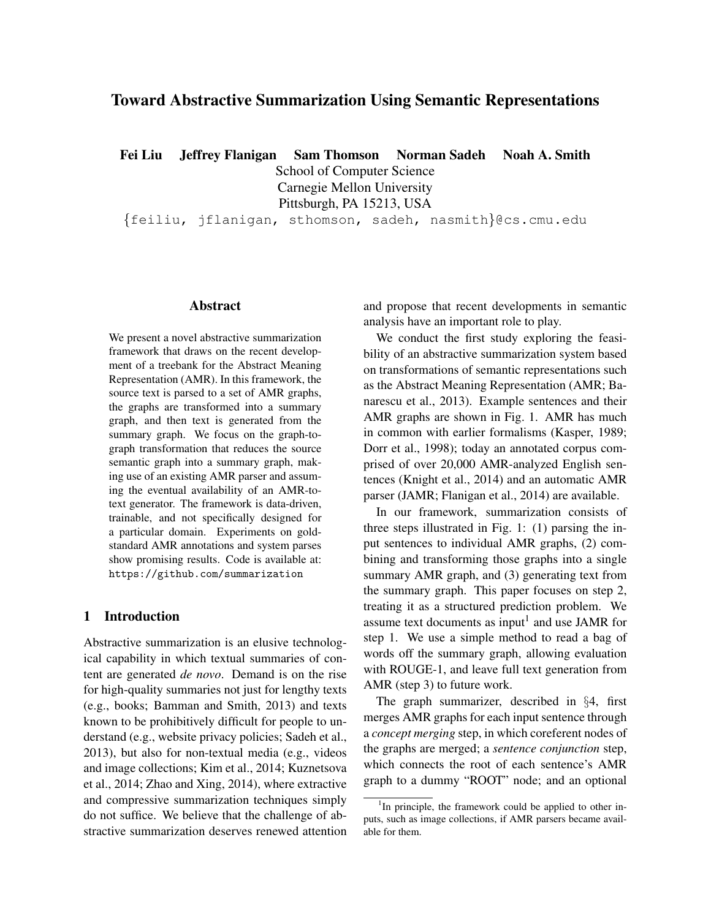# Toward Abstractive Summarization Using Semantic Representations

**Fei Liu   Jeffrey Flanigan   Sam Thomson   Norman Sadeh   Noah A. Smith**

School of Computer Science
Carnegie Mellon University
Pittsburgh, PA 15213, USA

{feiliu, jflanigan, sthomson, sadeh, nasmith}@cs.cmu.edu

## Abstract

We present a novel abstractive summarization framework that draws on the recent development of a treebank for the Abstract Meaning Representation (AMR). In this framework, the source text is parsed to a set of AMR graphs, the graphs are transformed into a summary graph, and then text is generated from the summary graph. We focus on the graph-to-graph transformation that reduces the source semantic graph into a summary graph, making use of an existing AMR parser and assuming the eventual availability of an AMR-to-text generator. The framework is data-driven, trainable, and not specifically designed for a particular domain. Experiments on gold-standard AMR annotations and system parses show promising results. Code is available at: https://github.com/summarization

## 1 Introduction

Abstractive summarization is an elusive technological capability in which textual summaries of content are generated *de novo*. Demand is on the rise for high-quality summaries not just for lengthy texts (e.g., books; Bamman and Smith, 2013) and texts known to be prohibitively difficult for people to understand (e.g., website privacy policies; Sadeh et al., 2013), but also for non-textual media (e.g., videos and image collections; Kim et al., 2014; Kuznetsova et al., 2014; Zhao and Xing, 2014), where extractive and compressive summarization techniques simply do not suffice. We believe that the challenge of abstractive summarization deserves renewed attention and propose that recent developments in semantic analysis have an important role to play.

We conduct the first study exploring the feasibility of an abstractive summarization system based on transformations of semantic representations such as the Abstract Meaning Representation (AMR; Banarescu et al., 2013). Example sentences and their AMR graphs are shown in Fig. 1. AMR has much in common with earlier formalisms (Kasper, 1989; Dorr et al., 1998); today an annotated corpus comprised of over 20,000 AMR-analyzed English sentences (Knight et al., 2014) and an automatic AMR parser (JAMR; Flanigan et al., 2014) are available.

In our framework, summarization consists of three steps illustrated in Fig. 1: (1) parsing the input sentences to individual AMR graphs, (2) combining and transforming those graphs into a single summary AMR graph, and (3) generating text from the summary graph. This paper focuses on step 2, treating it as a structured prediction problem. We assume text documents as input[1] and use JAMR for step 1. We use a simple method to read a bag of words off the summary graph, allowing evaluation with ROUGE-1, and leave full text generation from AMR (step 3) to future work.

The graph summarizer, described in §4, first merges AMR graphs for each input sentence through a *concept merging* step, in which coreferent nodes of the graphs are merged; a *sentence conjunction* step, which connects the root of each sentence's AMR graph to a dummy "ROOT" node; and an optional

[1] In principle, the framework could be applied to other inputs, such as image collections, if AMR parsers became available for them.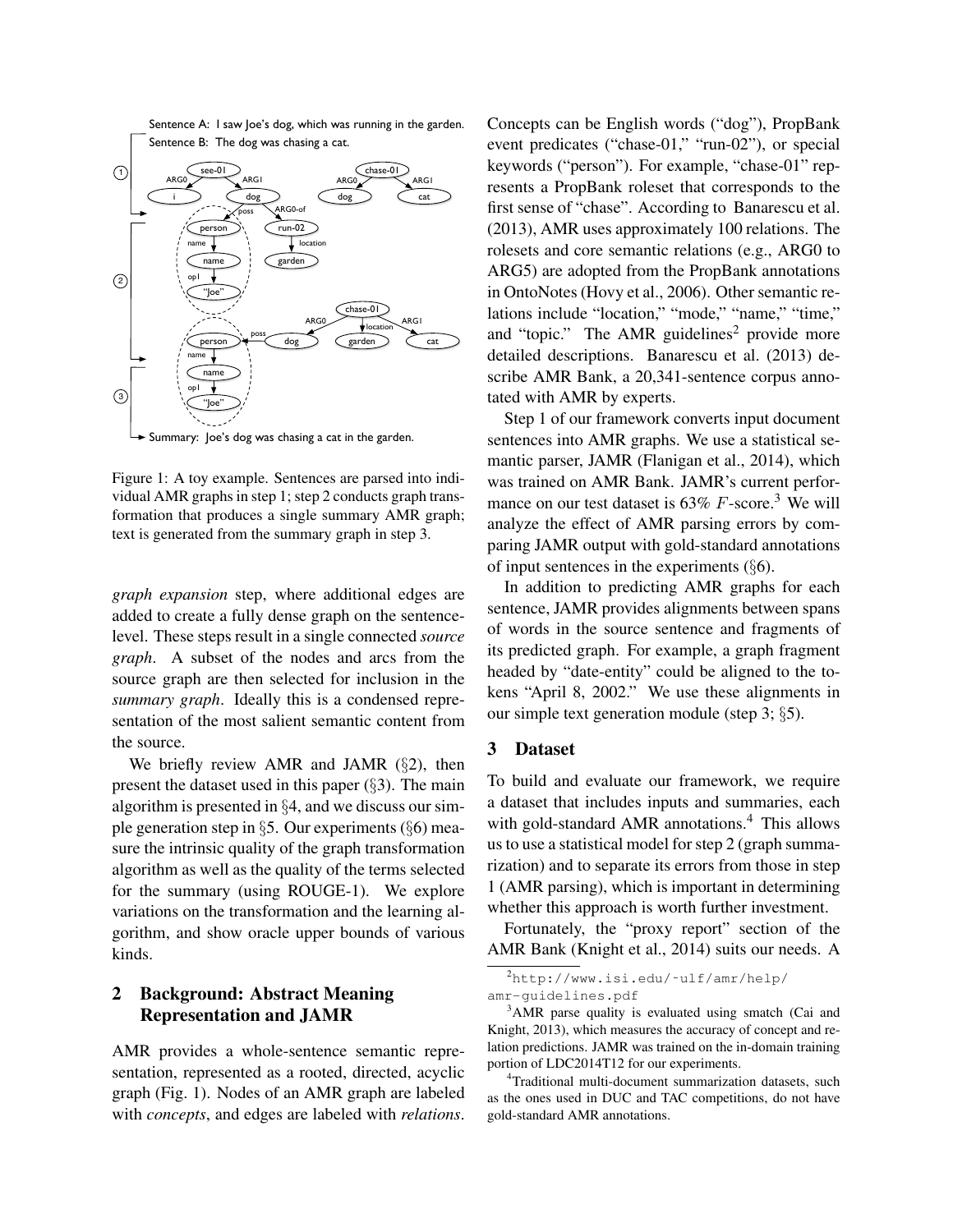Figure 1: A toy example. Sentences are parsed into individual AMR graphs in step 1; step 2 conducts graph transformation that produces a single summary AMR graph; text is generated from the summary graph in step 3.

*graph expansion* step, where additional edges are added to create a fully dense graph on the sentence-level. These steps result in a single connected *source graph*. A subset of the nodes and arcs from the source graph are then selected for inclusion in the *summary graph*. Ideally this is a condensed representation of the most salient semantic content from the source.

We briefly review AMR and JAMR (§2), then present the dataset used in this paper (§3). The main algorithm is presented in §4, and we discuss our simple generation step in §5. Our experiments (§6) measure the intrinsic quality of the graph transformation algorithm as well as the quality of the terms selected for the summary (using ROUGE-1). We explore variations on the transformation and the learning algorithm, and show oracle upper bounds of various kinds.

## 2 Background: Abstract Meaning Representation and JAMR

AMR provides a whole-sentence semantic representation, represented as a rooted, directed, acyclic graph (Fig. 1). Nodes of an AMR graph are labeled with *concepts*, and edges are labeled with *relations*. Concepts can be English words ("dog"), PropBank event predicates ("chase-01," "run-02"), or special keywords ("person"). For example, "chase-01" represents a PropBank roleset that corresponds to the first sense of "chase". According to Banarescu et al. (2013), AMR uses approximately 100 relations. The rolesets and core semantic relations (e.g., ARG0 to ARG5) are adopted from the PropBank annotations in OntoNotes (Hovy et al., 2006). Other semantic relations include "location," "mode," "name," "time," and "topic." The AMR guidelines[2] provide more detailed descriptions. Banarescu et al. (2013) describe AMR Bank, a 20,341-sentence corpus annotated with AMR by experts.

Step 1 of our framework converts input document sentences into AMR graphs. We use a statistical semantic parser, JAMR (Flanigan et al., 2014), which was trained on AMR Bank. JAMR's current performance on our test dataset is 63% $F$-score.[3] We will analyze the effect of AMR parsing errors by comparing JAMR output with gold-standard annotations of input sentences in the experiments (§6).

In addition to predicting AMR graphs for each sentence, JAMR provides alignments between spans of words in the source sentence and fragments of its predicted graph. For example, a graph fragment headed by "date-entity" could be aligned to the tokens "April 8, 2002." We use these alignments in our simple text generation module (step 3; §5).

## 3 Dataset

To build and evaluate our framework, we require a dataset that includes inputs and summaries, each with gold-standard AMR annotations.[4] This allows us to use a statistical model for step 2 (graph summarization) and to separate its errors from those in step 1 (AMR parsing), which is important in determining whether this approach is worth further investment.

Fortunately, the "proxy report" section of the AMR Bank (Knight et al., 2014) suits our needs. A

[2] http://www.isi.edu/~ulf/amr/help/amr-guidelines.pdf

[3] AMR parse quality is evaluated using smatch (Cai and Knight, 2013), which measures the accuracy of concept and relation predictions. JAMR was trained on the in-domain training portion of LDC2014T12 for our experiments.

[4] Traditional multi-document summarization datasets, such as the ones used in DUC and TAC competitions, do not have gold-standard AMR annotations.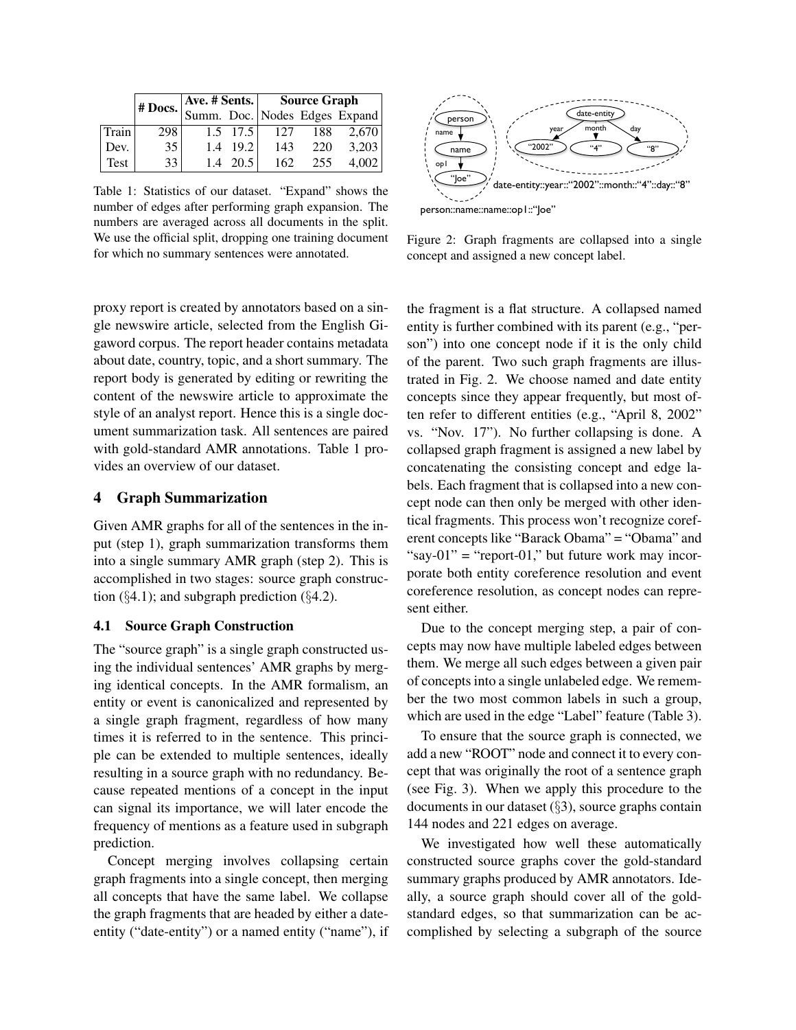|  | # Docs. | Ave. # Sents. |  | Source Graph |  |  |
|---|---|---|---|---|---|---|
|  |  | Summ. | Doc. | Nodes | Edges | Expand |
| Train | 298 | 1.5 | 17.5 | 127 | 188 | 2,670 |
| Dev. | 35 | 1.4 | 19.2 | 143 | 220 | 3,203 |
| Test | 33 | 1.4 | 20.5 | 162 | 255 | 4,002 |

Table 1: Statistics of our dataset. "Expand" shows the number of edges after performing graph expansion. The numbers are averaged across all documents in the split. We use the official split, dropping one training document for which no summary sentences were annotated.

Figure 2: Graph fragments are collapsed into a single concept and assigned a new concept label.

proxy report is created by annotators based on a single newswire article, selected from the English Gigaword corpus. The report header contains metadata about date, country, topic, and a short summary. The report body is generated by editing or rewriting the content of the newswire article to approximate the style of an analyst report. Hence this is a single document summarization task. All sentences are paired with gold-standard AMR annotations. Table 1 provides an overview of our dataset.

## 4 Graph Summarization

Given AMR graphs for all of the sentences in the input (step 1), graph summarization transforms them into a single summary AMR graph (step 2). This is accomplished in two stages: source graph construction (§4.1); and subgraph prediction (§4.2).

### 4.1 Source Graph Construction

The "source graph" is a single graph constructed using the individual sentences' AMR graphs by merging identical concepts. In the AMR formalism, an entity or event is canonicalized and represented by a single graph fragment, regardless of how many times it is referred to in the sentence. This principle can be extended to multiple sentences, ideally resulting in a source graph with no redundancy. Because repeated mentions of a concept in the input can signal its importance, we will later encode the frequency of mentions as a feature used in subgraph prediction.

Concept merging involves collapsing certain graph fragments into a single concept, then merging all concepts that have the same label. We collapse the graph fragments that are headed by either a date-entity ("date-entity") or a named entity ("name"), if the fragment is a flat structure. A collapsed named entity is further combined with its parent (e.g., "person") into one concept node if it is the only child of the parent. Two such graph fragments are illustrated in Fig. 2. We choose named and date entity concepts since they appear frequently, but most often refer to different entities (e.g., "April 8, 2002" vs. "Nov. 17"). No further collapsing is done. A collapsed graph fragment is assigned a new label by concatenating the consisting concept and edge labels. Each fragment that is collapsed into a new concept node can then only be merged with other identical fragments. This process won't recognize coreferent concepts like "Barack Obama" = "Obama" and "say-01" = "report-01," but future work may incorporate both entity coreference resolution and event coreference resolution, as concept nodes can represent either.

Due to the concept merging step, a pair of concepts may now have multiple labeled edges between them. We merge all such edges between a given pair of concepts into a single unlabeled edge. We remember the two most common labels in such a group, which are used in the edge "Label" feature (Table 3).

To ensure that the source graph is connected, we add a new "ROOT" node and connect it to every concept that was originally the root of a sentence graph (see Fig. 3). When we apply this procedure to the documents in our dataset (§3), source graphs contain 144 nodes and 221 edges on average.

We investigated how well these automatically constructed source graphs cover the gold-standard summary graphs produced by AMR annotators. Ideally, a source graph should cover all of the gold-standard edges, so that summarization can be accomplished by selecting a subgraph of the source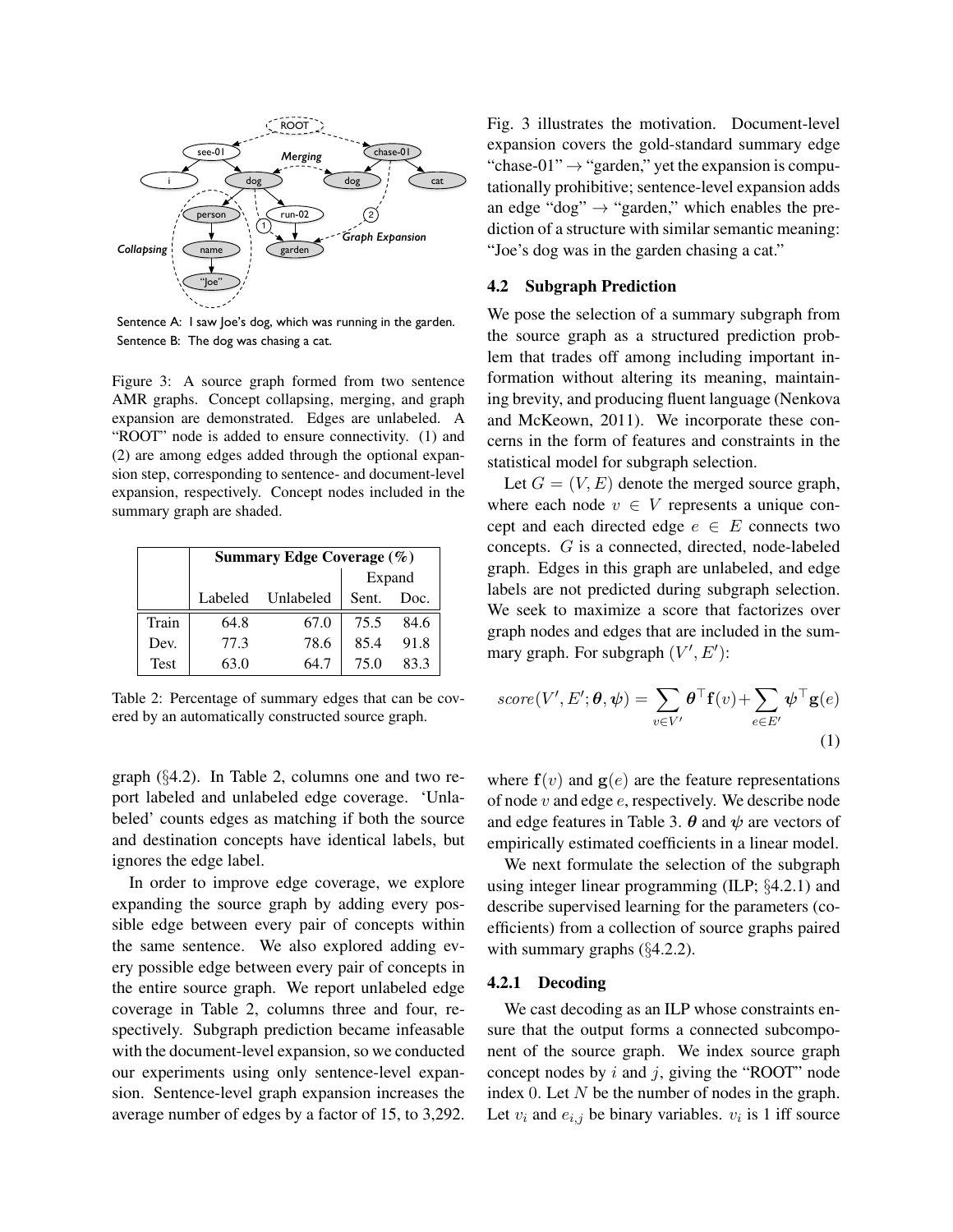Sentence A: I saw Joe's dog, which was running in the garden.
Sentence B: The dog was chasing a cat.

Figure 3: A source graph formed from two sentence AMR graphs. Concept collapsing, merging, and graph expansion are demonstrated. Edges are unlabeled. A "ROOT" node is added to ensure connectivity. (1) and (2) are among edges added through the optional expansion step, corresponding to sentence- and document-level expansion, respectively. Concept nodes included in the summary graph are shaded.

| | Summary Edge Coverage (%) | | | |
|---|---|---|---|---|
| | | | Expand | |
| | Labeled | Unlabeled | Sent. | Doc. |
| Train | 64.8 | 67.0 | 75.5 | 84.6 |
| Dev. | 77.3 | 78.6 | 85.4 | 91.8 |
| Test | 63.0 | 64.7 | 75.0 | 83.3 |

Table 2: Percentage of summary edges that can be covered by an automatically constructed source graph.

graph (§4.2). In Table 2, columns one and two report labeled and unlabeled edge coverage. 'Unlabeled' counts edges as matching if both the source and destination concepts have identical labels, but ignores the edge label.

In order to improve edge coverage, we explore expanding the source graph by adding every possible edge between every pair of concepts within the same sentence. We also explored adding every possible edge between every pair of concepts in the entire source graph. We report unlabeled edge coverage in Table 2, columns three and four, respectively. Subgraph prediction became infeasable with the document-level expansion, so we conducted our experiments using only sentence-level expansion. Sentence-level graph expansion increases the average number of edges by a factor of 15, to 3,292. Fig. 3 illustrates the motivation. Document-level expansion covers the gold-standard summary edge "chase-01" → "garden," yet the expansion is computationally prohibitive; sentence-level expansion adds an edge "dog" → "garden," which enables the prediction of a structure with similar semantic meaning: "Joe's dog was in the garden chasing a cat."

### 4.2 Subgraph Prediction

We pose the selection of a summary subgraph from the source graph as a structured prediction problem that trades off among including important information without altering its meaning, maintaining brevity, and producing fluent language (Nenkova and McKeown, 2011). We incorporate these concerns in the form of features and constraints in the statistical model for subgraph selection.

Let $G = (V, E)$ denote the merged source graph, where each node $v \in V$ represents a unique concept and each directed edge $e \in E$ connects two concepts. $G$ is a connected, directed, node-labeled graph. Edges in this graph are unlabeled, and edge labels are not predicted during subgraph selection. We seek to maximize a score that factorizes over graph nodes and edges that are included in the summary graph. For subgraph $(V', E')$:

$$score(V', E'; \boldsymbol{\theta}, \boldsymbol{\psi}) = \sum_{v \in V'} \boldsymbol{\theta}^\top \mathbf{f}(v) + \sum_{e \in E'} \boldsymbol{\psi}^\top \mathbf{g}(e) \quad (1)$$

where $\mathbf{f}(v)$ and $\mathbf{g}(e)$ are the feature representations of node $v$ and edge $e$, respectively. We describe node and edge features in Table 3. $\boldsymbol{\theta}$ and $\boldsymbol{\psi}$ are vectors of empirically estimated coefficients in a linear model.

We next formulate the selection of the subgraph using integer linear programming (ILP; §4.2.1) and describe supervised learning for the parameters (coefficients) from a collection of source graphs paired with summary graphs (§4.2.2).

#### 4.2.1 Decoding

We cast decoding as an ILP whose constraints ensure that the output forms a connected subcomponent of the source graph. We index source graph concept nodes by $i$ and $j$, giving the "ROOT" node index 0. Let $N$ be the number of nodes in the graph. Let $v_i$ and $e_{i,j}$ be binary variables. $v_i$ is 1 iff source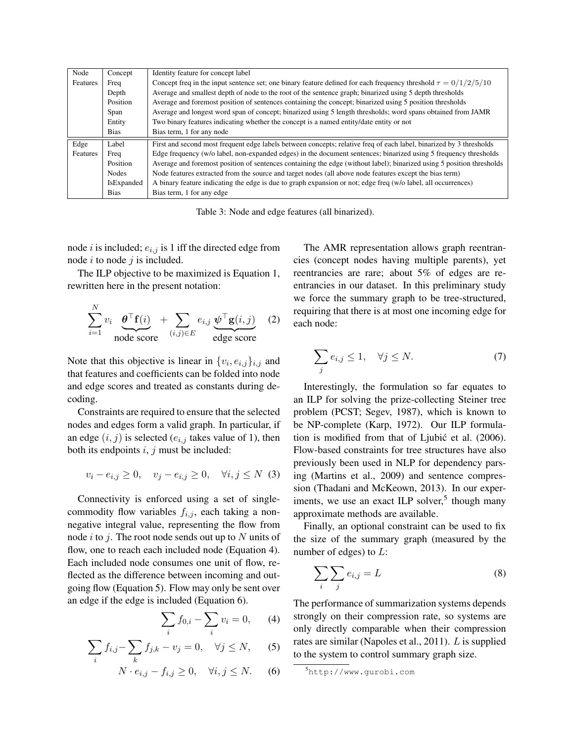| Node Features | Concept | Identity feature for concept label |
|---|---|---|
| | Freq | Concept freq in the input sentence set; one binary feature defined for each frequency threshold $\tau = 0/1/2/5/10$ |
| | Depth | Average and smallest depth of node to the root of the sentence graph; binarized using 5 depth thresholds |
| | Position | Average and foremost position of sentences containing the concept; binarized using 5 position thresholds |
| | Span | Average and longest word span of concept; binarized using 5 length thresholds; word spans obtained from JAMR |
| | Entity | Two binary features indicating whether the concept is a named entity/date entity or not |
| | Bias | Bias term, 1 for any node |
| Edge Features | Label | First and second most frequent edge labels between concepts; relative freq of each label, binarized by 3 thresholds |
| | Freq | Edge frequency (w/o label, non-expanded edges) in the document sentences; binarized using 5 frequency thresholds |
| | Position | Average and foremost position of sentences containing the edge (without label); binarized using 5 position thresholds |
| | Nodes | Node features extracted from the source and target nodes (all above node features except the bias term) |
| | IsExpanded | A binary feature indicating the edge is due to graph expansion or not; edge freq (w/o label, all occurrences) |
| | Bias | Bias term, 1 for any edge |

Table 3: Node and edge features (all binarized).

node $i$ is included; $e_{i,j}$ is 1 iff the directed edge from node $i$ to node $j$ is included.

The ILP objective to be maximized is Equation 1, rewritten here in the present notation:

$$\sum_{i=1}^{N} v_i \underbrace{\boldsymbol{\theta}^\top \mathbf{f}(i)}_{\text{node score}} + \sum_{(i,j)\in E} e_{i,j} \underbrace{\boldsymbol{\psi}^\top \mathbf{g}(i,j)}_{\text{edge score}} \quad (2)$$

Note that this objective is linear in $\{v_i, e_{i,j}\}_{i,j}$ and that features and coefficients can be folded into node and edge scores and treated as constants during decoding.

Constraints are required to ensure that the selected nodes and edges form a valid graph. In particular, if an edge $(i,j)$ is selected ($e_{i,j}$ takes value of 1), then both its endpoints $i$, $j$ must be included:

$$v_i - e_{i,j} \geq 0, \quad v_j - e_{i,j} \geq 0, \quad \forall i,j \leq N \quad (3)$$

Connectivity is enforced using a set of single-commodity flow variables $f_{i,j}$, each taking a non-negative integral value, representing the flow from node $i$ to $j$. The root node sends out up to $N$ units of flow, one to reach each included node (Equation 4). Each included node consumes one unit of flow, reflected as the difference between incoming and outgoing flow (Equation 5). Flow may only be sent over an edge if the edge is included (Equation 6).

$$\sum_i f_{0,i} - \sum_i v_i = 0, \quad (4)$$

$$\sum_i f_{i,j} - \sum_k f_{j,k} - v_j = 0, \quad \forall j \leq N, \quad (5)$$

$$N \cdot e_{i,j} - f_{i,j} \geq 0, \quad \forall i,j \leq N. \quad (6)$$

The AMR representation allows graph reentrancies (concept nodes having multiple parents), yet reentrancies are rare; about 5% of edges are reentrancies in our dataset. In this preliminary study we force the summary graph to be tree-structured, requiring that there is at most one incoming edge for each node:

$$\sum_j e_{i,j} \leq 1, \quad \forall j \leq N. \quad (7)$$

Interestingly, the formulation so far equates to an ILP for solving the prize-collecting Steiner tree problem (PCST; Segev, 1987), which is known to be NP-complete (Karp, 1972). Our ILP formulation is modified from that of Ljubić et al. (2006). Flow-based constraints for tree structures have also previously been used in NLP for dependency parsing (Martins et al., 2009) and sentence compression (Thadani and McKeown, 2013). In our experiments, we use an exact ILP solver,[5] though many approximate methods are available.

Finally, an optional constraint can be used to fix the size of the summary graph (measured by the number of edges) to $L$:

$$\sum_i \sum_j e_{i,j} = L \quad (8)$$

The performance of summarization systems depends strongly on their compression rate, so systems are only directly comparable when their compression rates are similar (Napoles et al., 2011). $L$ is supplied to the system to control summary graph size.

[5] http://www.gurobi.com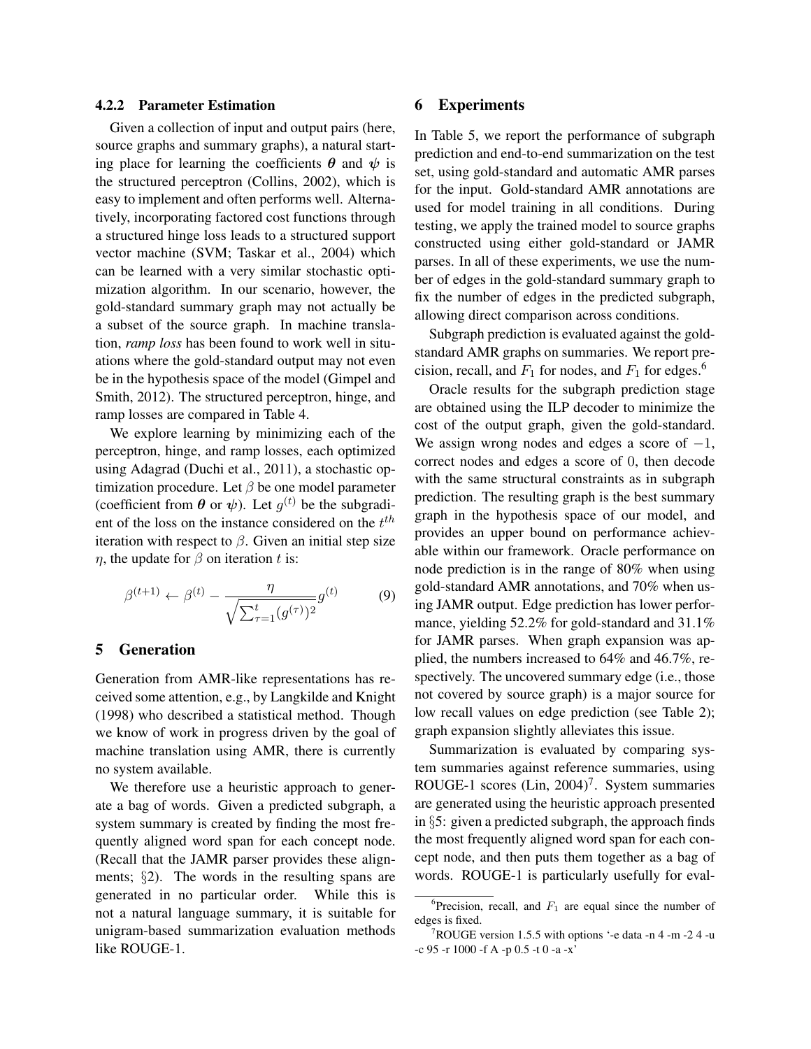#### 4.2.2 Parameter Estimation

Given a collection of input and output pairs (here, source graphs and summary graphs), a natural starting place for learning the coefficients $\boldsymbol{\theta}$ and $\boldsymbol{\psi}$ is the structured perceptron (Collins, 2002), which is easy to implement and often performs well. Alternatively, incorporating factored cost functions through a structured hinge loss leads to a structured support vector machine (SVM; Taskar et al., 2004) which can be learned with a very similar stochastic optimization algorithm. In our scenario, however, the gold-standard summary graph may not actually be a subset of the source graph. In machine translation, *ramp loss* has been found to work well in situations where the gold-standard output may not even be in the hypothesis space of the model (Gimpel and Smith, 2012). The structured perceptron, hinge, and ramp losses are compared in Table 4.

We explore learning by minimizing each of the perceptron, hinge, and ramp losses, each optimized using Adagrad (Duchi et al., 2011), a stochastic optimization procedure. Let $\beta$ be one model parameter (coefficient from $\boldsymbol{\theta}$ or $\boldsymbol{\psi}$). Let $g^{(t)}$ be the subgradient of the loss on the instance considered on the $t^{th}$ iteration with respect to $\beta$. Given an initial step size $\eta$, the update for $\beta$ on iteration $t$ is:

$$\beta^{(t+1)} \leftarrow \beta^{(t)} - \frac{\eta}{\sqrt{\sum_{\tau=1}^{t}(g^{(\tau)})^2}} g^{(t)} \tag{9}$$

## 5 Generation

Generation from AMR-like representations has received some attention, e.g., by Langkilde and Knight (1998) who described a statistical method. Though we know of work in progress driven by the goal of machine translation using AMR, there is currently no system available.

We therefore use a heuristic approach to generate a bag of words. Given a predicted subgraph, a system summary is created by finding the most frequently aligned word span for each concept node. (Recall that the JAMR parser provides these alignments; §2). The words in the resulting spans are generated in no particular order. While this is not a natural language summary, it is suitable for unigram-based summarization evaluation methods like ROUGE-1.

## 6 Experiments

In Table 5, we report the performance of subgraph prediction and end-to-end summarization on the test set, using gold-standard and automatic AMR parses for the input. Gold-standard AMR annotations are used for model training in all conditions. During testing, we apply the trained model to source graphs constructed using either gold-standard or JAMR parses. In all of these experiments, we use the number of edges in the gold-standard summary graph to fix the number of edges in the predicted subgraph, allowing direct comparison across conditions.

Subgraph prediction is evaluated against the gold-standard AMR graphs on summaries. We report precision, recall, and $F_1$ for nodes, and $F_1$ for edges.[6]

Oracle results for the subgraph prediction stage are obtained using the ILP decoder to minimize the cost of the output graph, given the gold-standard. We assign wrong nodes and edges a score of $-1$, correct nodes and edges a score of 0, then decode with the same structural constraints as in subgraph prediction. The resulting graph is the best summary graph in the hypothesis space of our model, and provides an upper bound on performance achievable within our framework. Oracle performance on node prediction is in the range of 80% when using gold-standard AMR annotations, and 70% when using JAMR output. Edge prediction has lower performance, yielding 52.2% for gold-standard and 31.1% for JAMR parses. When graph expansion was applied, the numbers increased to 64% and 46.7%, respectively. The uncovered summary edge (i.e., those not covered by source graph) is a major source for low recall values on edge prediction (see Table 2); graph expansion slightly alleviates this issue.

Summarization is evaluated by comparing system summaries against reference summaries, using ROUGE-1 scores (Lin, 2004)[7]. System summaries are generated using the heuristic approach presented in §5: given a predicted subgraph, the approach finds the most frequently aligned word span for each concept node, and then puts them together as a bag of words. ROUGE-1 is particularly usefully for eval-

[6] Precision, recall, and $F_1$ are equal since the number of edges is fixed.

[7] ROUGE version 1.5.5 with options '-e data -n 4 -m -2 4 -u -c 95 -r 1000 -f A -p 0.5 -t 0 -a -x'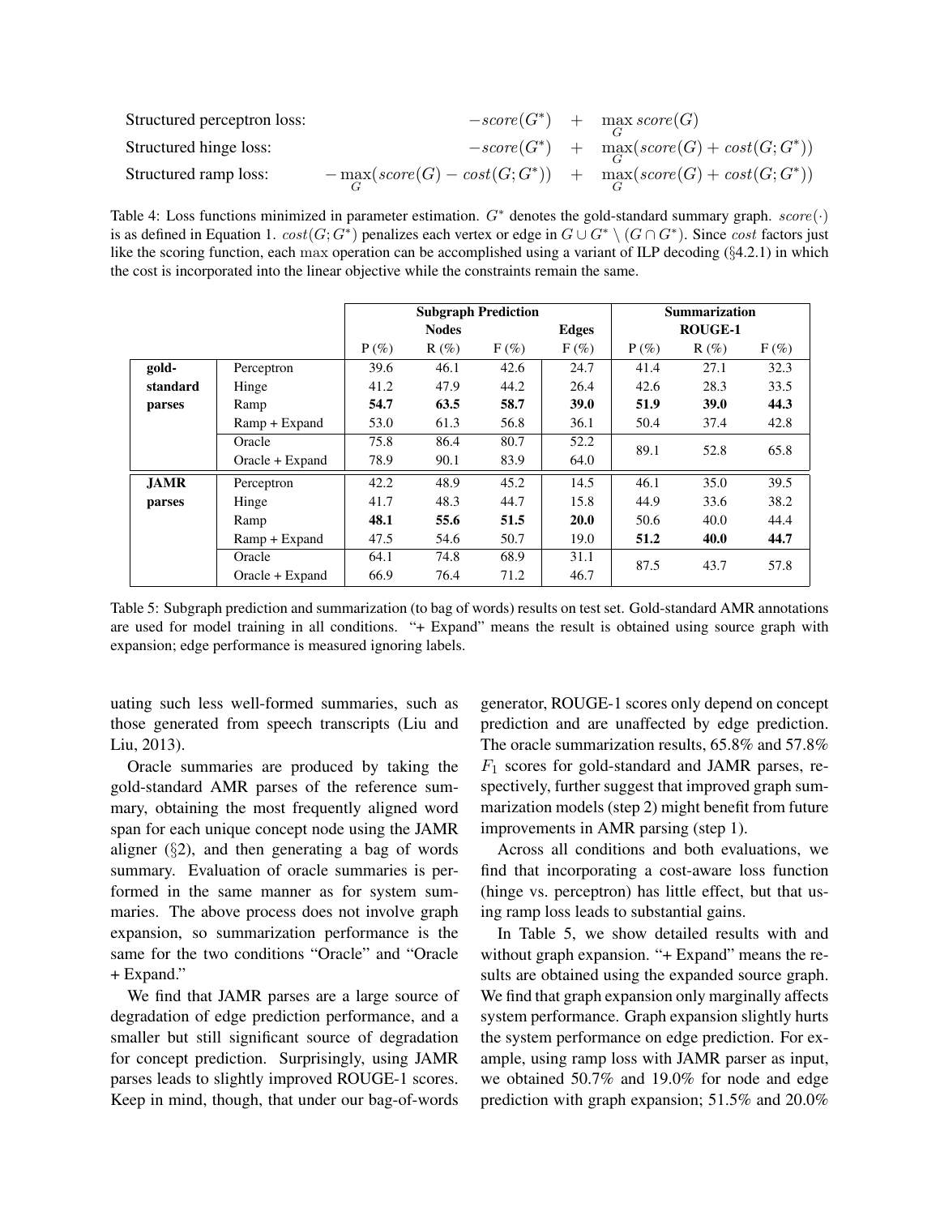| | |
|---|---|
| Structured perceptron loss: | $-score(G^*) \quad + \quad \max_G score(G)$ |
| Structured hinge loss: | $-score(G^*) \quad + \quad \max_G (score(G) + cost(G; G^*))$ |
| Structured ramp loss: | $-\max_G (score(G) - cost(G; G^*)) \quad + \quad \max_G (score(G) + cost(G; G^*))$ |

Table 4: Loss functions minimized in parameter estimation. $G^*$ denotes the gold-standard summary graph. $score(\cdot)$ is as defined in Equation 1. $cost(G; G^*)$ penalizes each vertex or edge in $G \cup G^* \setminus (G \cap G^*)$. Since $cost$ factors just like the scoring function, each max operation can be accomplished using a variant of ILP decoding (§4.2.1) in which the cost is incorporated into the linear objective while the constraints remain the same.

| | | Subgraph Prediction | | | | Summarization | | |
|---|---|---|---|---|---|---|---|---|
| | | Nodes | | | Edges | ROUGE-1 | | |
| | | P (%) | R (%) | F (%) | F (%) | P (%) | R (%) | F (%) |
| **gold-standard parses** | Perceptron | 39.6 | 46.1 | 42.6 | 24.7 | 41.4 | 27.1 | 32.3 |
| | Hinge | 41.2 | 47.9 | 44.2 | 26.4 | 42.6 | 28.3 | 33.5 |
| | Ramp | **54.7** | **63.5** | **58.7** | **39.0** | **51.9** | **39.0** | **44.3** |
| | Ramp + Expand | 53.0 | 61.3 | 56.8 | 36.1 | 50.4 | 37.4 | 42.8 |
| | Oracle | 75.8 | 86.4 | 80.7 | 52.2 | 89.1 | 52.8 | 65.8 |
| | Oracle + Expand | 78.9 | 90.1 | 83.9 | 64.0 | | | |
| **JAMR parses** | Perceptron | 42.2 | 48.9 | 45.2 | 14.5 | 46.1 | 35.0 | 39.5 |
| | Hinge | 41.7 | 48.3 | 44.7 | 15.8 | 44.9 | 33.6 | 38.2 |
| | Ramp | **48.1** | **55.6** | **51.5** | **20.0** | 50.6 | 40.0 | 44.4 |
| | Ramp + Expand | 47.5 | 54.6 | 50.7 | 19.0 | **51.2** | **40.0** | **44.7** |
| | Oracle | 64.1 | 74.8 | 68.9 | 31.1 | 87.5 | 43.7 | 57.8 |
| | Oracle + Expand | 66.9 | 76.4 | 71.2 | 46.7 | | | |

Table 5: Subgraph prediction and summarization (to bag of words) results on test set. Gold-standard AMR annotations are used for model training in all conditions. "+ Expand" means the result is obtained using source graph with expansion; edge performance is measured ignoring labels.

uating such less well-formed summaries, such as those generated from speech transcripts (Liu and Liu, 2013).

Oracle summaries are produced by taking the gold-standard AMR parses of the reference summary, obtaining the most frequently aligned word span for each unique concept node using the JAMR aligner (§2), and then generating a bag of words summary. Evaluation of oracle summaries is performed in the same manner as for system summaries. The above process does not involve graph expansion, so summarization performance is the same for the two conditions "Oracle" and "Oracle + Expand."

We find that JAMR parses are a large source of degradation of edge prediction performance, and a smaller but still significant source of degradation for concept prediction. Surprisingly, using JAMR parses leads to slightly improved ROUGE-1 scores. Keep in mind, though, that under our bag-of-words generator, ROUGE-1 scores only depend on concept prediction and are unaffected by edge prediction. The oracle summarization results, 65.8% and 57.8% $F_1$ scores for gold-standard and JAMR parses, respectively, further suggest that improved graph summarization models (step 2) might benefit from future improvements in AMR parsing (step 1).

Across all conditions and both evaluations, we find that incorporating a cost-aware loss function (hinge vs. perceptron) has little effect, but that using ramp loss leads to substantial gains.

In Table 5, we show detailed results with and without graph expansion. "+ Expand" means the results are obtained using the expanded source graph. We find that graph expansion only marginally affects system performance. Graph expansion slightly hurts the system performance on edge prediction. For example, using ramp loss with JAMR parser as input, we obtained 50.7% and 19.0% for node and edge prediction with graph expansion; 51.5% and 20.0%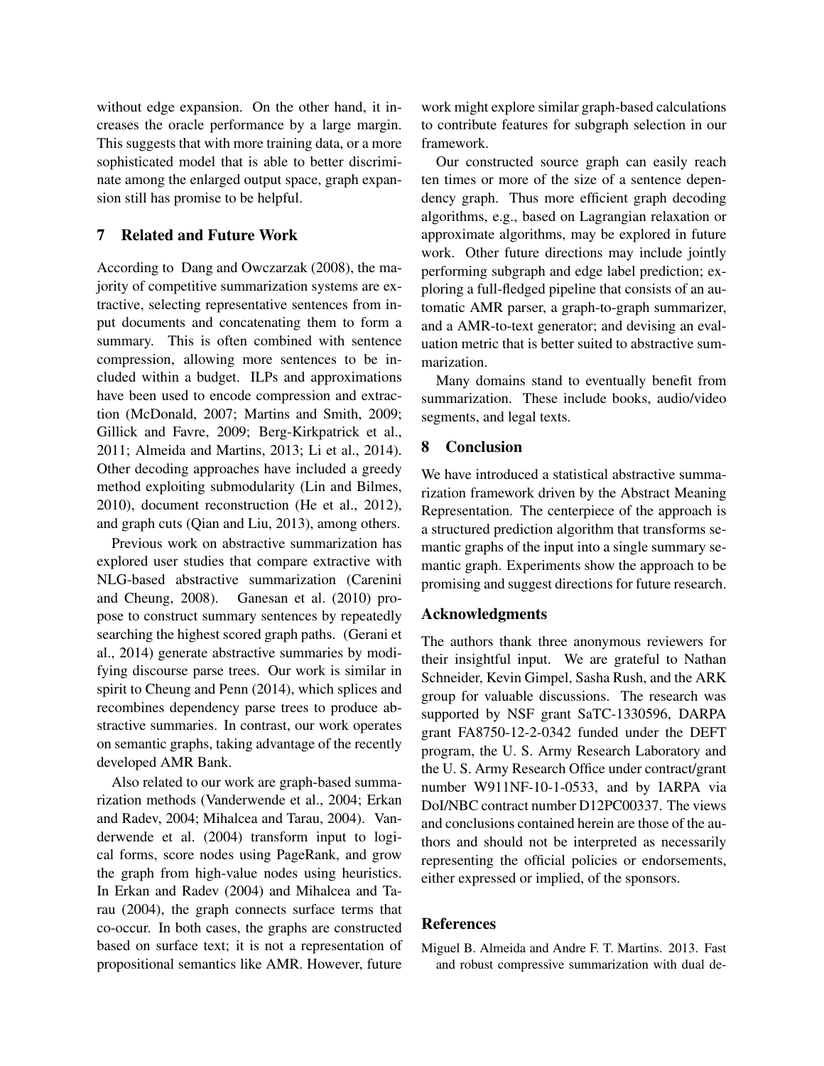without edge expansion. On the other hand, it increases the oracle performance by a large margin. This suggests that with more training data, or a more sophisticated model that is able to better discriminate among the enlarged output space, graph expansion still has promise to be helpful.

## 7 Related and Future Work

According to Dang and Owczarzak (2008), the majority of competitive summarization systems are extractive, selecting representative sentences from input documents and concatenating them to form a summary. This is often combined with sentence compression, allowing more sentences to be included within a budget. ILPs and approximations have been used to encode compression and extraction (McDonald, 2007; Martins and Smith, 2009; Gillick and Favre, 2009; Berg-Kirkpatrick et al., 2011; Almeida and Martins, 2013; Li et al., 2014). Other decoding approaches have included a greedy method exploiting submodularity (Lin and Bilmes, 2010), document reconstruction (He et al., 2012), and graph cuts (Qian and Liu, 2013), among others.

Previous work on abstractive summarization has explored user studies that compare extractive with NLG-based abstractive summarization (Carenini and Cheung, 2008). Ganesan et al. (2010) propose to construct summary sentences by repeatedly searching the highest scored graph paths. (Gerani et al., 2014) generate abstractive summaries by modifying discourse parse trees. Our work is similar in spirit to Cheung and Penn (2014), which splices and recombines dependency parse trees to produce abstractive summaries. In contrast, our work operates on semantic graphs, taking advantage of the recently developed AMR Bank.

Also related to our work are graph-based summarization methods (Vanderwende et al., 2004; Erkan and Radev, 2004; Mihalcea and Tarau, 2004). Vanderwende et al. (2004) transform input to logical forms, score nodes using PageRank, and grow the graph from high-value nodes using heuristics. In Erkan and Radev (2004) and Mihalcea and Tarau (2004), the graph connects surface terms that co-occur. In both cases, the graphs are constructed based on surface text; it is not a representation of propositional semantics like AMR. However, future work might explore similar graph-based calculations to contribute features for subgraph selection in our framework.

Our constructed source graph can easily reach ten times or more of the size of a sentence dependency graph. Thus more efficient graph decoding algorithms, e.g., based on Lagrangian relaxation or approximate algorithms, may be explored in future work. Other future directions may include jointly performing subgraph and edge label prediction; exploring a full-fledged pipeline that consists of an automatic AMR parser, a graph-to-graph summarizer, and a AMR-to-text generator; and devising an evaluation metric that is better suited to abstractive summarization.

Many domains stand to eventually benefit from summarization. These include books, audio/video segments, and legal texts.

## 8 Conclusion

We have introduced a statistical abstractive summarization framework driven by the Abstract Meaning Representation. The centerpiece of the approach is a structured prediction algorithm that transforms semantic graphs of the input into a single summary semantic graph. Experiments show the approach to be promising and suggest directions for future research.

## Acknowledgments

The authors thank three anonymous reviewers for their insightful input. We are grateful to Nathan Schneider, Kevin Gimpel, Sasha Rush, and the ARK group for valuable discussions. The research was supported by NSF grant SaTC-1330596, DARPA grant FA8750-12-2-0342 funded under the DEFT program, the U. S. Army Research Laboratory and the U. S. Army Research Office under contract/grant number W911NF-10-1-0533, and by IARPA via DoI/NBC contract number D12PC00337. The views and conclusions contained herein are those of the authors and should not be interpreted as necessarily representing the official policies or endorsements, either expressed or implied, of the sponsors.

## References

Miguel B. Almeida and Andre F. T. Martins. 2013. Fast and robust compressive summarization with dual de-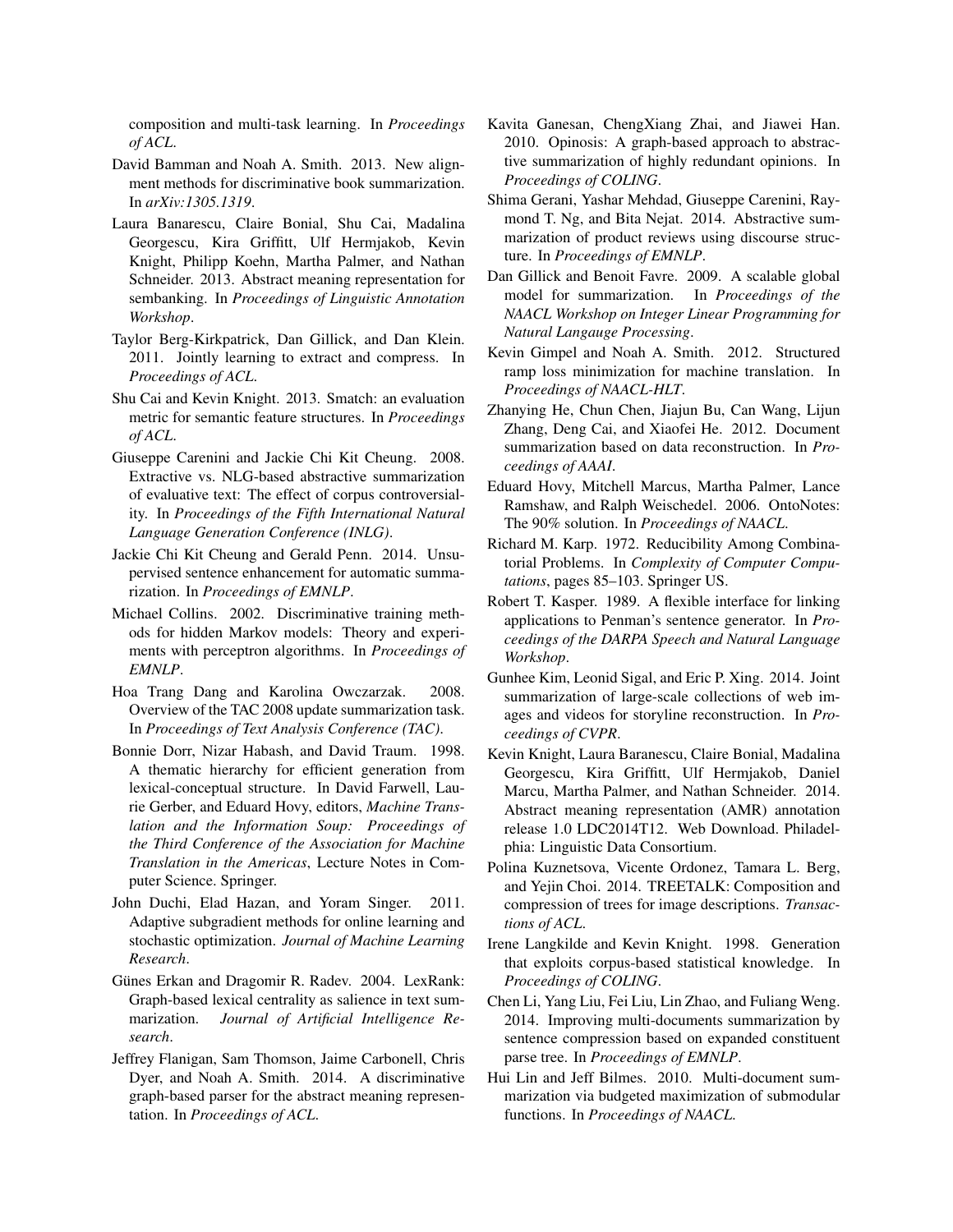composition and multi-task learning. In *Proceedings of ACL*.

David Bamman and Noah A. Smith. 2013. New alignment methods for discriminative book summarization. In *arXiv:1305.1319*.

Laura Banarescu, Claire Bonial, Shu Cai, Madalina Georgescu, Kira Griffitt, Ulf Hermjakob, Kevin Knight, Philipp Koehn, Martha Palmer, and Nathan Schneider. 2013. Abstract meaning representation for sembanking. In *Proceedings of Linguistic Annotation Workshop*.

Taylor Berg-Kirkpatrick, Dan Gillick, and Dan Klein. 2011. Jointly learning to extract and compress. In *Proceedings of ACL*.

Shu Cai and Kevin Knight. 2013. Smatch: an evaluation metric for semantic feature structures. In *Proceedings of ACL*.

Giuseppe Carenini and Jackie Chi Kit Cheung. 2008. Extractive vs. NLG-based abstractive summarization of evaluative text: The effect of corpus controversiality. In *Proceedings of the Fifth International Natural Language Generation Conference (INLG)*.

Jackie Chi Kit Cheung and Gerald Penn. 2014. Unsupervised sentence enhancement for automatic summarization. In *Proceedings of EMNLP*.

Michael Collins. 2002. Discriminative training methods for hidden Markov models: Theory and experiments with perceptron algorithms. In *Proceedings of EMNLP*.

Hoa Trang Dang and Karolina Owczarzak. 2008. Overview of the TAC 2008 update summarization task. In *Proceedings of Text Analysis Conference (TAC)*.

Bonnie Dorr, Nizar Habash, and David Traum. 1998. A thematic hierarchy for efficient generation from lexical-conceptual structure. In David Farwell, Laurie Gerber, and Eduard Hovy, editors, *Machine Translation and the Information Soup: Proceedings of the Third Conference of the Association for Machine Translation in the Americas*, Lecture Notes in Computer Science. Springer.

John Duchi, Elad Hazan, and Yoram Singer. 2011. Adaptive subgradient methods for online learning and stochastic optimization. *Journal of Machine Learning Research*.

Günes Erkan and Dragomir R. Radev. 2004. LexRank: Graph-based lexical centrality as salience in text summarization. *Journal of Artificial Intelligence Research*.

Jeffrey Flanigan, Sam Thomson, Jaime Carbonell, Chris Dyer, and Noah A. Smith. 2014. A discriminative graph-based parser for the abstract meaning representation. In *Proceedings of ACL*.

Kavita Ganesan, ChengXiang Zhai, and Jiawei Han. 2010. Opinosis: A graph-based approach to abstractive summarization of highly redundant opinions. In *Proceedings of COLING*.

Shima Gerani, Yashar Mehdad, Giuseppe Carenini, Raymond T. Ng, and Bita Nejat. 2014. Abstractive summarization of product reviews using discourse structure. In *Proceedings of EMNLP*.

Dan Gillick and Benoit Favre. 2009. A scalable global model for summarization. In *Proceedings of the NAACL Workshop on Integer Linear Programming for Natural Langauge Processing*.

Kevin Gimpel and Noah A. Smith. 2012. Structured ramp loss minimization for machine translation. In *Proceedings of NAACL-HLT*.

Zhanying He, Chun Chen, Jiajun Bu, Can Wang, Lijun Zhang, Deng Cai, and Xiaofei He. 2012. Document summarization based on data reconstruction. In *Proceedings of AAAI*.

Eduard Hovy, Mitchell Marcus, Martha Palmer, Lance Ramshaw, and Ralph Weischedel. 2006. OntoNotes: The 90% solution. In *Proceedings of NAACL*.

Richard M. Karp. 1972. Reducibility Among Combinatorial Problems. In *Complexity of Computer Computations*, pages 85–103. Springer US.

Robert T. Kasper. 1989. A flexible interface for linking applications to Penman's sentence generator. In *Proceedings of the DARPA Speech and Natural Language Workshop*.

Gunhee Kim, Leonid Sigal, and Eric P. Xing. 2014. Joint summarization of large-scale collections of web images and videos for storyline reconstruction. In *Proceedings of CVPR*.

Kevin Knight, Laura Baranescu, Claire Bonial, Madalina Georgescu, Kira Griffitt, Ulf Hermjakob, Daniel Marcu, Martha Palmer, and Nathan Schneider. 2014. Abstract meaning representation (AMR) annotation release 1.0 LDC2014T12. Web Download. Philadelphia: Linguistic Data Consortium.

Polina Kuznetsova, Vicente Ordonez, Tamara L. Berg, and Yejin Choi. 2014. TREETALK: Composition and compression of trees for image descriptions. *Transactions of ACL*.

Irene Langkilde and Kevin Knight. 1998. Generation that exploits corpus-based statistical knowledge. In *Proceedings of COLING*.

Chen Li, Yang Liu, Fei Liu, Lin Zhao, and Fuliang Weng. 2014. Improving multi-documents summarization by sentence compression based on expanded constituent parse tree. In *Proceedings of EMNLP*.

Hui Lin and Jeff Bilmes. 2010. Multi-document summarization via budgeted maximization of submodular functions. In *Proceedings of NAACL*.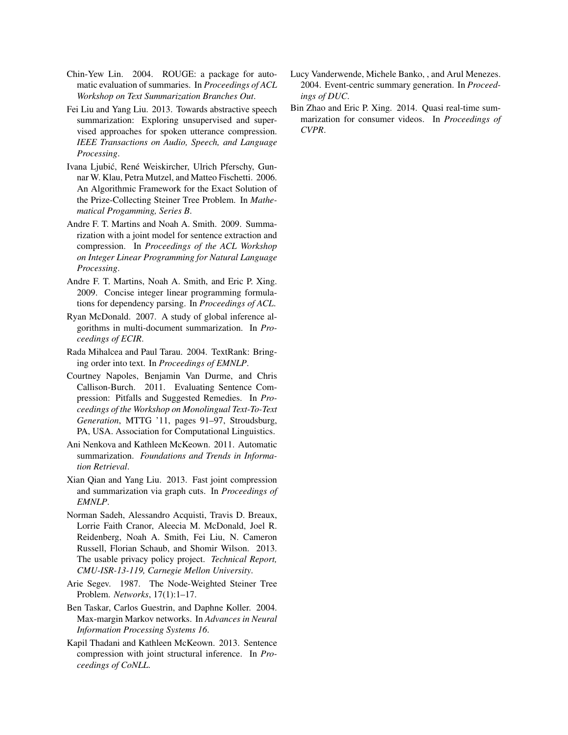Chin-Yew Lin. 2004. ROUGE: a package for automatic evaluation of summaries. In *Proceedings of ACL Workshop on Text Summarization Branches Out*.

Fei Liu and Yang Liu. 2013. Towards abstractive speech summarization: Exploring unsupervised and supervised approaches for spoken utterance compression. *IEEE Transactions on Audio, Speech, and Language Processing*.

Ivana Ljubić, René Weiskircher, Ulrich Pferschy, Gunnar W. Klau, Petra Mutzel, and Matteo Fischetti. 2006. An Algorithmic Framework for the Exact Solution of the Prize-Collecting Steiner Tree Problem. In *Mathematical Progamming, Series B*.

Andre F. T. Martins and Noah A. Smith. 2009. Summarization with a joint model for sentence extraction and compression. In *Proceedings of the ACL Workshop on Integer Linear Programming for Natural Language Processing*.

Andre F. T. Martins, Noah A. Smith, and Eric P. Xing. 2009. Concise integer linear programming formulations for dependency parsing. In *Proceedings of ACL*.

Ryan McDonald. 2007. A study of global inference algorithms in multi-document summarization. In *Proceedings of ECIR*.

Rada Mihalcea and Paul Tarau. 2004. TextRank: Bringing order into text. In *Proceedings of EMNLP*.

Courtney Napoles, Benjamin Van Durme, and Chris Callison-Burch. 2011. Evaluating Sentence Compression: Pitfalls and Suggested Remedies. In *Proceedings of the Workshop on Monolingual Text-To-Text Generation*, MTTG '11, pages 91–97, Stroudsburg, PA, USA. Association for Computational Linguistics.

Ani Nenkova and Kathleen McKeown. 2011. Automatic summarization. *Foundations and Trends in Information Retrieval*.

Xian Qian and Yang Liu. 2013. Fast joint compression and summarization via graph cuts. In *Proceedings of EMNLP*.

Norman Sadeh, Alessandro Acquisti, Travis D. Breaux, Lorrie Faith Cranor, Aleecia M. McDonald, Joel R. Reidenberg, Noah A. Smith, Fei Liu, N. Cameron Russell, Florian Schaub, and Shomir Wilson. 2013. The usable privacy policy project. *Technical Report, CMU-ISR-13-119, Carnegie Mellon University*.

Arie Segev. 1987. The Node-Weighted Steiner Tree Problem. *Networks*, 17(1):1–17.

Ben Taskar, Carlos Guestrin, and Daphne Koller. 2004. Max-margin Markov networks. In *Advances in Neural Information Processing Systems 16*.

Kapil Thadani and Kathleen McKeown. 2013. Sentence compression with joint structural inference. In *Proceedings of CoNLL*.

Lucy Vanderwende, Michele Banko, , and Arul Menezes. 2004. Event-centric summary generation. In *Proceedings of DUC*.

Bin Zhao and Eric P. Xing. 2014. Quasi real-time summarization for consumer videos. In *Proceedings of CVPR*.